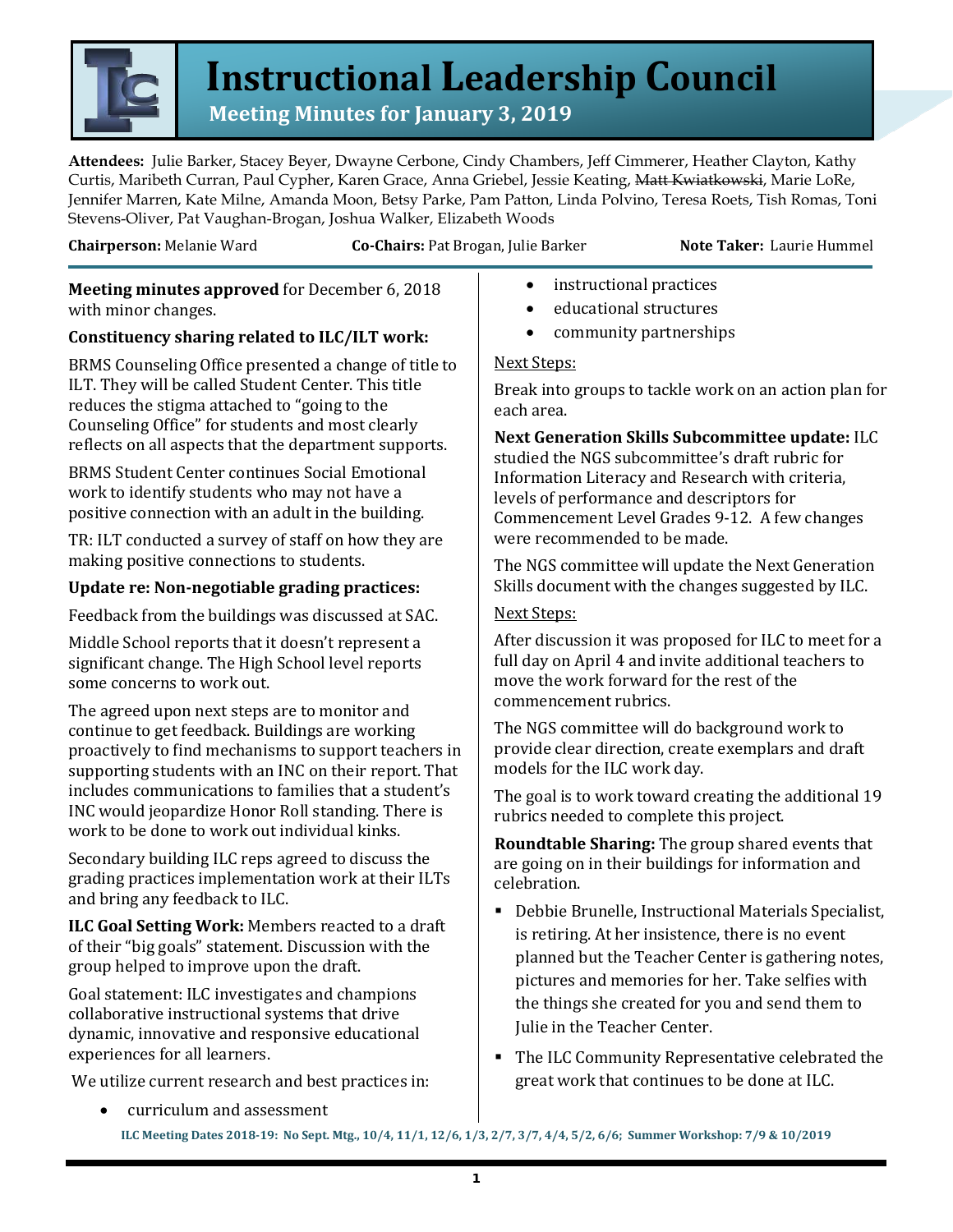# Instructional Leadership Council

## Meeting Minutes for January 3, 2019

**Attendees:** Julie Barker, Stacey Beyer, Dwayne Cerbone, Cindy Chambers, Jeff Cimmerer, Heather Clayton, Kathy Curtis, Maribeth Curran, Paul Cypher, Karen Grace, Anna Griebel, Jessie Keating, ~~Matt Kwiatkowski~~, Marie LoRe, Jennifer Marren, Kate Milne, Amanda Moon, Betsy Parke, Pam Patton, Linda Polvino, Teresa Roets, Tish Romas, Toni Stevens-Oliver, Pat Vaughan-Brogan, Joshua Walker, Elizabeth Woods

**Chairperson:** Melanie Ward **Co-Chairs:** Pat Brogan, Julie Barker **Note Taker:** Laurie Hummel

**Meeting minutes approved** for December 6, 2018 with minor changes.

**Constituency sharing related to ILC/ILT work:**

BRMS Counseling Office presented a change of title to ILT. They will be called Student Center. This title reduces the stigma attached to "going to the Counseling Office" for students and most clearly reflects on all aspects that the department supports.

BRMS Student Center continues Social Emotional work to identify students who may not have a positive connection with an adult in the building.

TR: ILT conducted a survey of staff on how they are making positive connections to students.

**Update re: Non-negotiable grading practices:**

Feedback from the buildings was discussed at SAC.

Middle School reports that it doesn't represent a significant change. The High School level reports some concerns to work out.

The agreed upon next steps are to monitor and continue to get feedback. Buildings are working proactively to find mechanisms to support teachers in supporting students with an INC on their report. That includes communications to families that a student's INC would jeopardize Honor Roll standing. There is work to be done to work out individual kinks.

Secondary building ILC reps agreed to discuss the grading practices implementation work at their ILTs and bring any feedback to ILC.

**ILC Goal Setting Work:** Members reacted to a draft of their "big goals" statement. Discussion with the group helped to improve upon the draft.

Goal statement: ILC investigates and champions collaborative instructional systems that drive dynamic, innovative and responsive educational experiences for all learners.

We utilize current research and best practices in:

- curriculum and assessment
- instructional practices
- educational structures
- community partnerships

Next Steps:

Break into groups to tackle work on an action plan for each area.

**Next Generation Skills Subcommittee update:** ILC studied the NGS subcommittee's draft rubric for Information Literacy and Research with criteria, levels of performance and descriptors for Commencement Level Grades 9-12. A few changes were recommended to be made.

The NGS committee will update the Next Generation Skills document with the changes suggested by ILC.

Next Steps:

After discussion it was proposed for ILC to meet for a full day on April 4 and invite additional teachers to move the work forward for the rest of the commencement rubrics.

The NGS committee will do background work to provide clear direction, create exemplars and draft models for the ILC work day.

The goal is to work toward creating the additional 19 rubrics needed to complete this project.

**Roundtable Sharing:** The group shared events that are going on in their buildings for information and celebration.

- Debbie Brunelle, Instructional Materials Specialist, is retiring. At her insistence, there is no event planned but the Teacher Center is gathering notes, pictures and memories for her. Take selfies with the things she created for you and send them to Julie in the Teacher Center.
- The ILC Community Representative celebrated the great work that continues to be done at ILC.

**ILC Meeting Dates 2018-19: No Sept. Mtg., 10/4, 11/1, 12/6, 1/3, 2/7, 3/7, 4/4, 5/2, 6/6; Summer Workshop: 7/9 & 10/2019**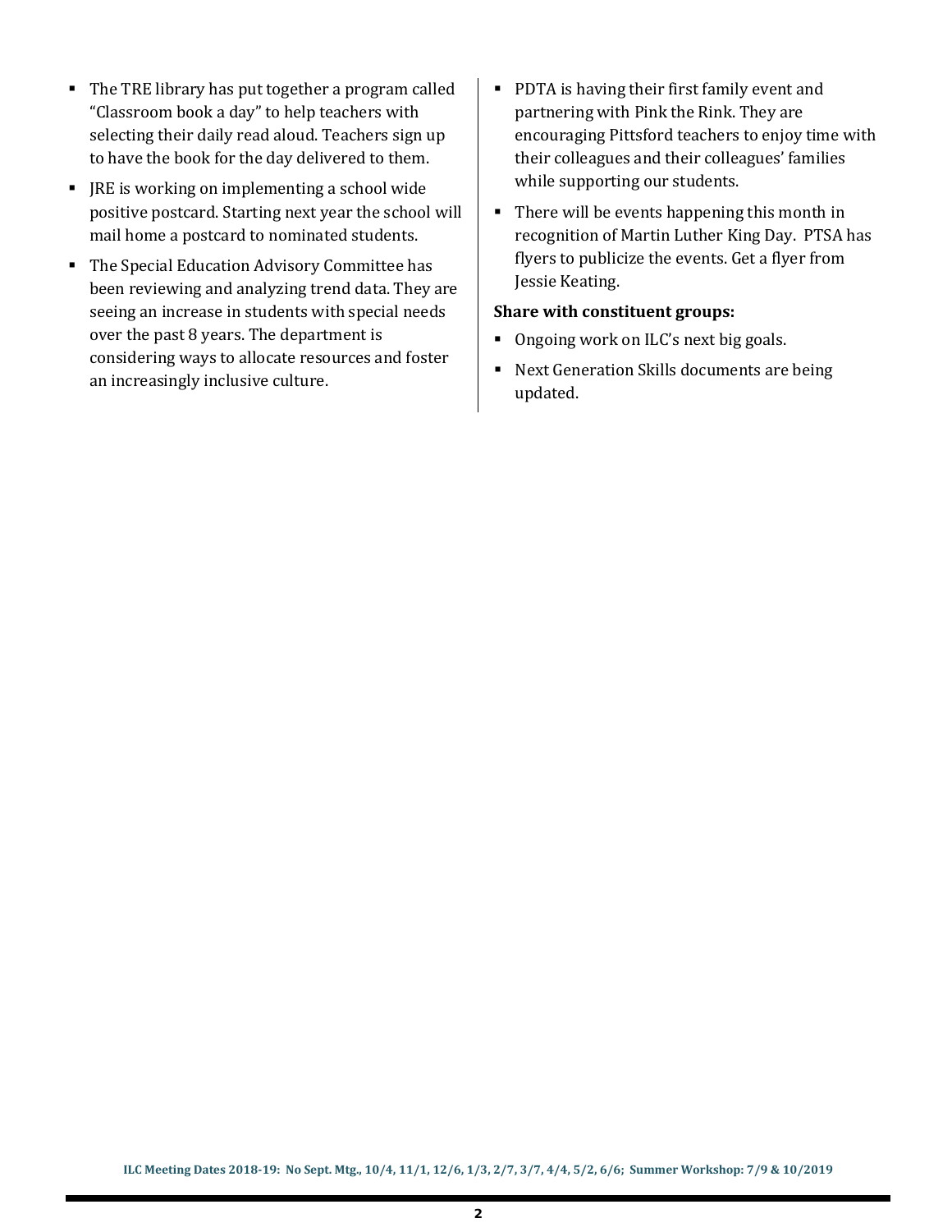- The TRE library has put together a program called "Classroom book a day" to help teachers with selecting their daily read aloud. Teachers sign up to have the book for the day delivered to them.
- JRE is working on implementing a school wide positive postcard. Starting next year the school will mail home a postcard to nominated students.
- The Special Education Advisory Committee has been reviewing and analyzing trend data. They are seeing an increase in students with special needs over the past 8 years. The department is considering ways to allocate resources and foster an increasingly inclusive culture.
- PDTA is having their first family event and partnering with Pink the Rink. They are encouraging Pittsford teachers to enjoy time with their colleagues and their colleagues' families while supporting our students.
- There will be events happening this month in recognition of Martin Luther King Day. PTSA has flyers to publicize the events. Get a flyer from Jessie Keating.

**Share with constituent groups:**

- Ongoing work on ILC's next big goals.
- Next Generation Skills documents are being updated.

**ILC Meeting Dates 2018-19: No Sept. Mtg., 10/4, 11/1, 12/6, 1/3, 2/7, 3/7, 4/4, 5/2, 6/6; Summer Workshop: 7/9 & 10/2019**